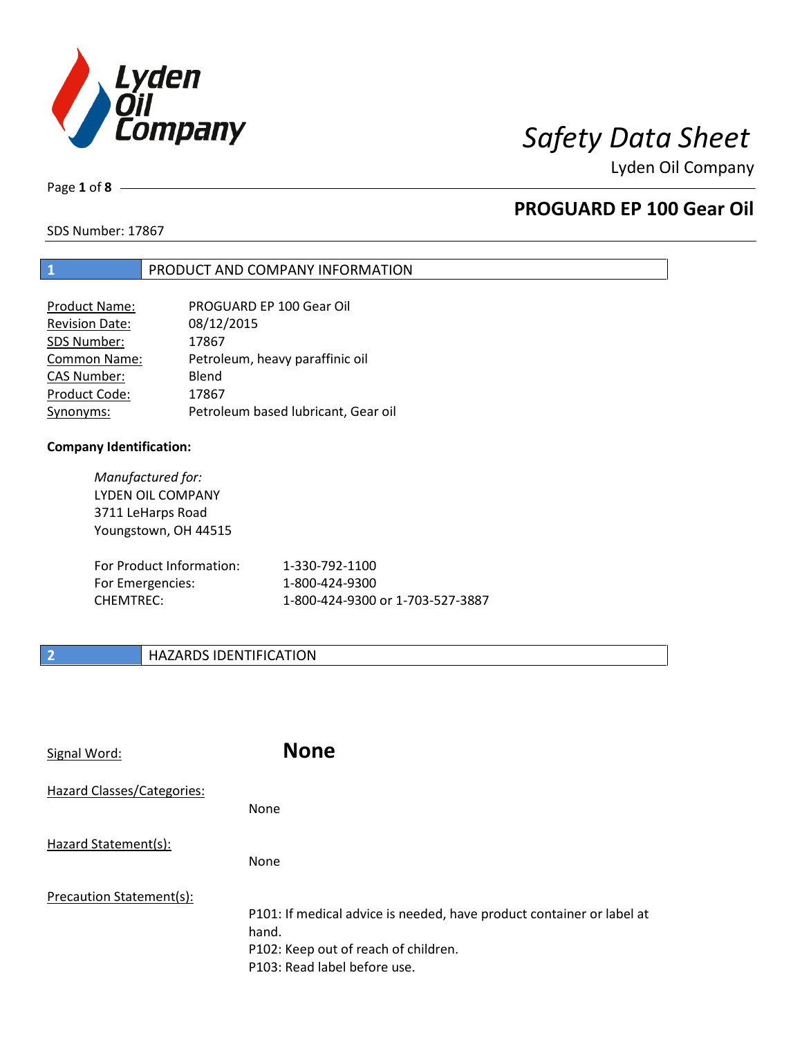# Safety Data Sheet

Lyden Oil Company

## PROGUARD EP 100 Gear Oil

SDS Number: 17867

## 1 PRODUCT AND COMPANY INFORMATION

| | |
|---|---|
| Product Name: | PROGUARD EP 100 Gear Oil |
| Revision Date: | 08/12/2015 |
| SDS Number: | 17867 |
| Common Name: | Petroleum, heavy paraffinic oil |
| CAS Number: | Blend |
| Product Code: | 17867 |
| Synonyms: | Petroleum based lubricant, Gear oil |

**Company Identification:**

*Manufactured for:*
LYDEN OIL COMPANY
3711 LeHarps Road
Youngstown, OH 44515

| | |
|---|---|
| For Product Information: | 1-330-792-1100 |
| For Emergencies: | 1-800-424-9300 |
| CHEMTREC: | 1-800-424-9300 or 1-703-527-3887 |

## 2 HAZARDS IDENTIFICATION

Signal Word: **None**

Hazard Classes/Categories:

None

Hazard Statement(s):

None

Precaution Statement(s):

P101: If medical advice is needed, have product container or label at hand.
P102: Keep out of reach of children.
P103: Read label before use.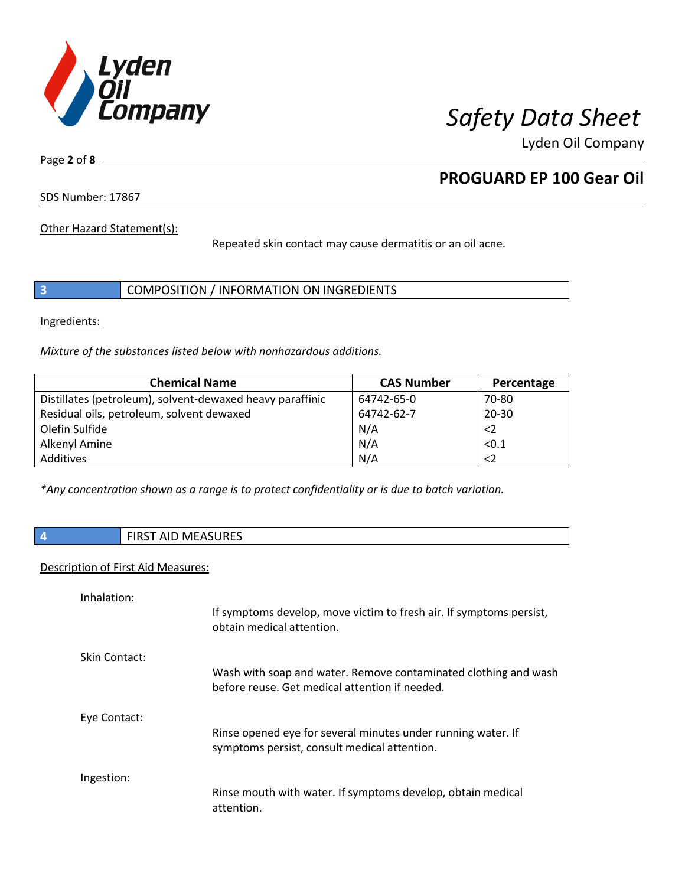## PROGUARD EP 100 Gear Oil

SDS Number: 17867

Other Hazard Statement(s):

Repeated skin contact may cause dermatitis or an oil acne.

## 3 COMPOSITION / INFORMATION ON INGREDIENTS

Ingredients:

*Mixture of the substances listed below with nonhazardous additions.*

| Chemical Name | CAS Number | Percentage |
|---|---|---|
| Distillates (petroleum), solvent-dewaxed heavy paraffinic | 64742-65-0 | 70-80 |
| Residual oils, petroleum, solvent dewaxed | 64742-62-7 | 20-30 |
| Olefin Sulfide | N/A | <2 |
| Alkenyl Amine | N/A | <0.1 |
| Additives | N/A | <2 |

*\*Any concentration shown as a range is to protect confidentiality or is due to batch variation.*

## 4 FIRST AID MEASURES

Description of First Aid Measures:

Inhalation:

If symptoms develop, move victim to fresh air. If symptoms persist, obtain medical attention.

Skin Contact:

Wash with soap and water. Remove contaminated clothing and wash before reuse. Get medical attention if needed.

Eye Contact:

Rinse opened eye for several minutes under running water. If symptoms persist, consult medical attention.

Ingestion:

Rinse mouth with water. If symptoms develop, obtain medical attention.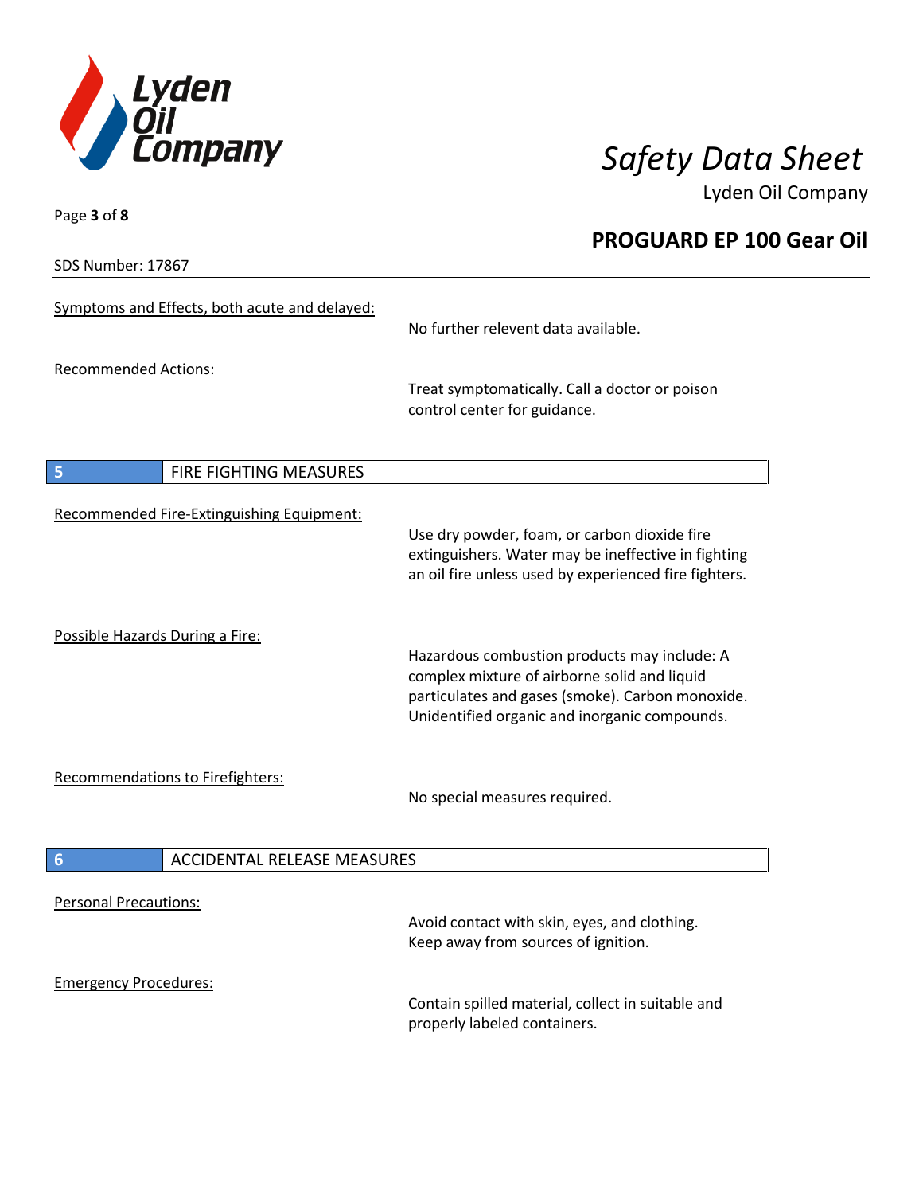SDS Number: 17867

Symptoms and Effects, both acute and delayed:

No further relevent data available.

Recommended Actions:

Treat symptomatically. Call a doctor or poison control center for guidance.

## 5 FIRE FIGHTING MEASURES

Recommended Fire-Extinguishing Equipment:

Use dry powder, foam, or carbon dioxide fire extinguishers. Water may be ineffective in fighting an oil fire unless used by experienced fire fighters.

Possible Hazards During a Fire:

Hazardous combustion products may include: A complex mixture of airborne solid and liquid particulates and gases (smoke). Carbon monoxide. Unidentified organic and inorganic compounds.

Recommendations to Firefighters:

No special measures required.

## 6 ACCIDENTAL RELEASE MEASURES

Personal Precautions:

Avoid contact with skin, eyes, and clothing. Keep away from sources of ignition.

Emergency Procedures:

Contain spilled material, collect in suitable and properly labeled containers.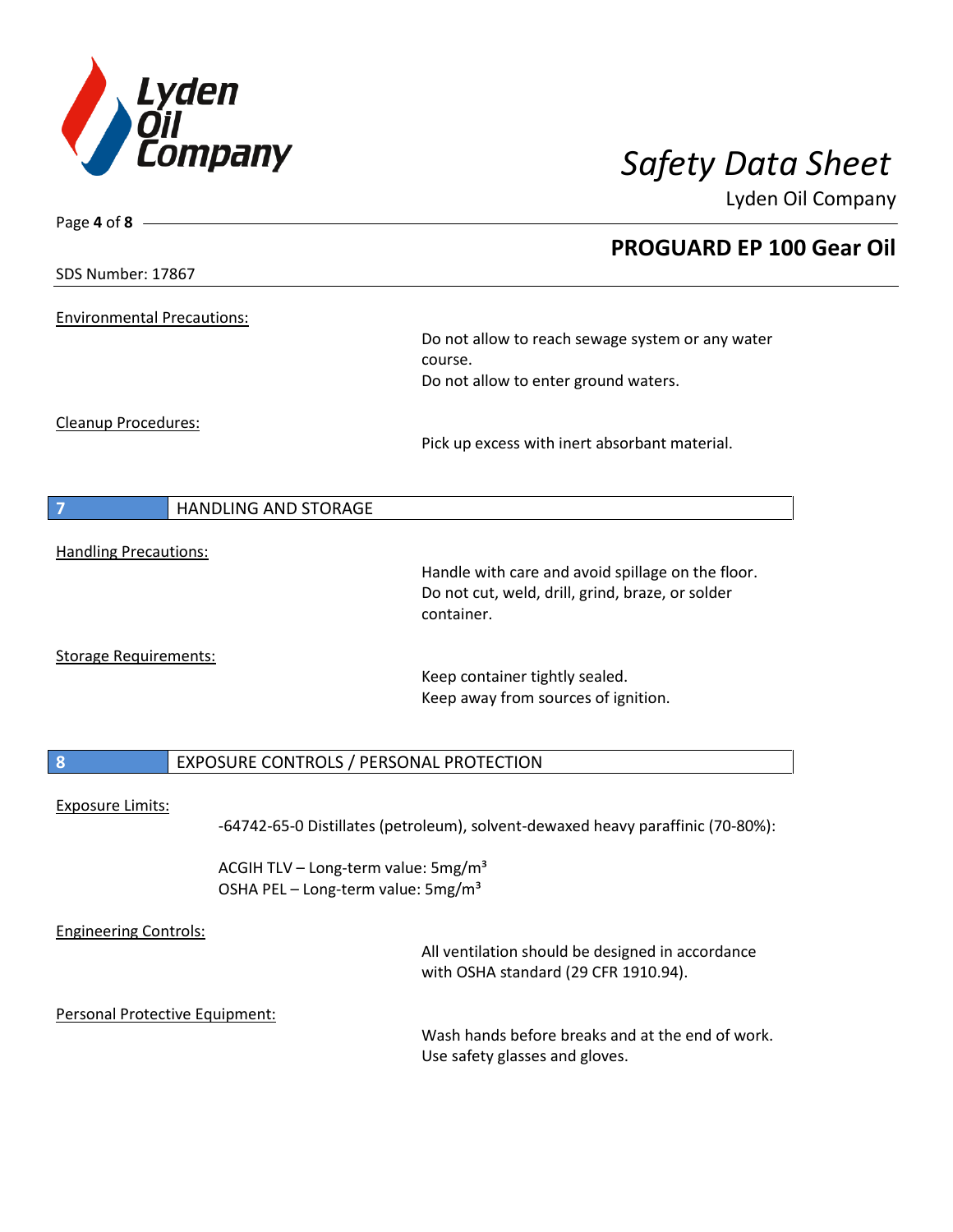SDS Number: 17867

## PROGUARD EP 100 Gear Oil

Environmental Precautions:

Do not allow to reach sewage system or any water course.
Do not allow to enter ground waters.

Cleanup Procedures:

Pick up excess with inert absorbant material.

## 7 HANDLING AND STORAGE

Handling Precautions:

Handle with care and avoid spillage on the floor.
Do not cut, weld, drill, grind, braze, or solder container.

Storage Requirements:

Keep container tightly sealed.
Keep away from sources of ignition.

## 8 EXPOSURE CONTROLS / PERSONAL PROTECTION

Exposure Limits:

-64742-65-0 Distillates (petroleum), solvent-dewaxed heavy paraffinic (70-80%):

ACGIH TLV – Long-term value: 5mg/m³
OSHA PEL – Long-term value: 5mg/m³

Engineering Controls:

All ventilation should be designed in accordance with OSHA standard (29 CFR 1910.94).

Personal Protective Equipment:

Wash hands before breaks and at the end of work.
Use safety glasses and gloves.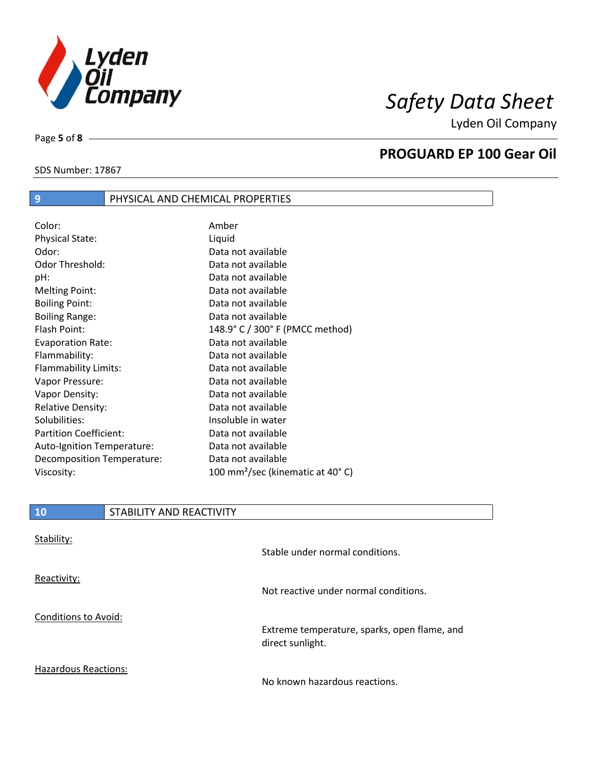## 9 PHYSICAL AND CHEMICAL PROPERTIES

| Property | Value |
|---|---|
| Color: | Amber |
| Physical State: | Liquid |
| Odor: | Data not available |
| Odor Threshold: | Data not available |
| pH: | Data not available |
| Melting Point: | Data not available |
| Boiling Point: | Data not available |
| Boiling Range: | Data not available |
| Flash Point: | 148.9° C / 300° F (PMCC method) |
| Evaporation Rate: | Data not available |
| Flammability: | Data not available |
| Flammability Limits: | Data not available |
| Vapor Pressure: | Data not available |
| Vapor Density: | Data not available |
| Relative Density: | Data not available |
| Solubilities: | Insoluble in water |
| Partition Coefficient: | Data not available |
| Auto-Ignition Temperature: | Data not available |
| Decomposition Temperature: | Data not available |
| Viscosity: | 100 $mm^2$/sec (kinematic at 40° C) |

## 10 STABILITY AND REACTIVITY

Stability:

Stable under normal conditions.

Reactivity:

Not reactive under normal conditions.

Conditions to Avoid:

Extreme temperature, sparks, open flame, and direct sunlight.

Hazardous Reactions:

No known hazardous reactions.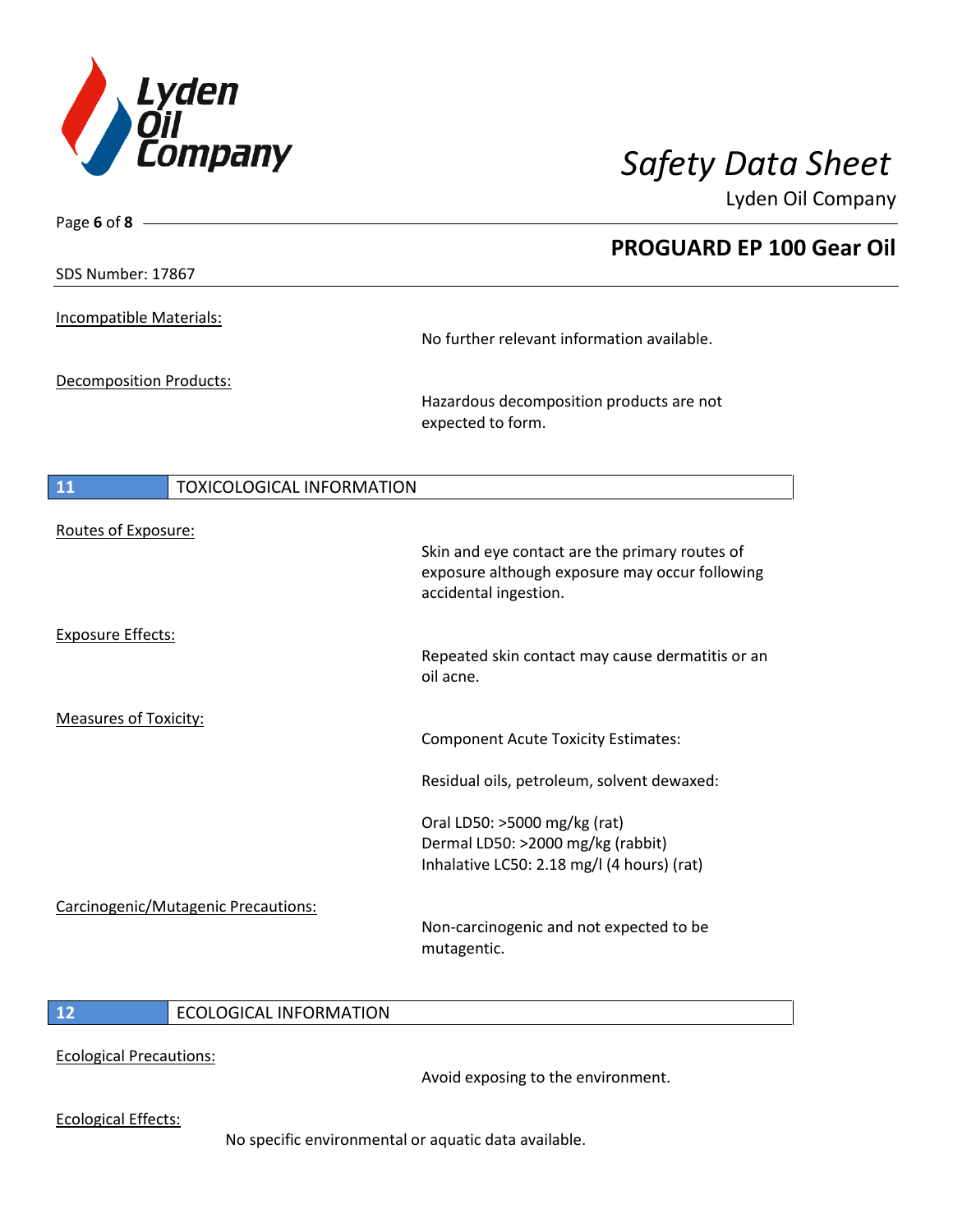Incompatible Materials:

No further relevant information available.

Decomposition Products:

Hazardous decomposition products are not expected to form.

## 11 TOXICOLOGICAL INFORMATION

Routes of Exposure:

Skin and eye contact are the primary routes of exposure although exposure may occur following accidental ingestion.

Exposure Effects:

Repeated skin contact may cause dermatitis or an oil acne.

Measures of Toxicity:

Component Acute Toxicity Estimates:

Residual oils, petroleum, solvent dewaxed:

Oral LD50: >5000 mg/kg (rat)
Dermal LD50: >2000 mg/kg (rabbit)
Inhalative LC50: 2.18 mg/l (4 hours) (rat)

Carcinogenic/Mutagenic Precautions:

Non-carcinogenic and not expected to be mutagentic.

## 12 ECOLOGICAL INFORMATION

Ecological Precautions:

Avoid exposing to the environment.

Ecological Effects:

No specific environmental or aquatic data available.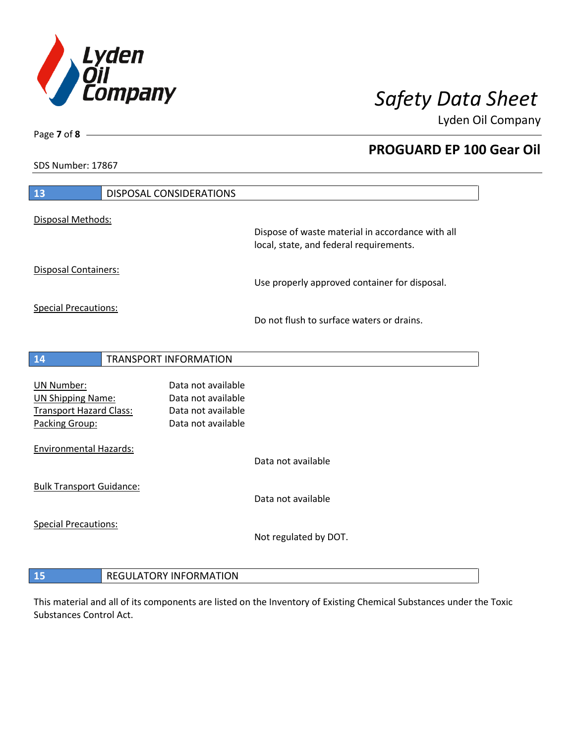## 13 DISPOSAL CONSIDERATIONS

Disposal Methods:

Dispose of waste material in accordance with all local, state, and federal requirements.

Disposal Containers:

Use properly approved container for disposal.

Special Precautions:

Do not flush to surface waters or drains.

## 14 TRANSPORT INFORMATION

| | |
|---|---|
| UN Number: | Data not available |
| UN Shipping Name: | Data not available |
| Transport Hazard Class: | Data not available |
| Packing Group: | Data not available |

Environmental Hazards:

Data not available

Bulk Transport Guidance:

Data not available

Special Precautions:

Not regulated by DOT.

## 15 REGULATORY INFORMATION

This material and all of its components are listed on the Inventory of Existing Chemical Substances under the Toxic Substances Control Act.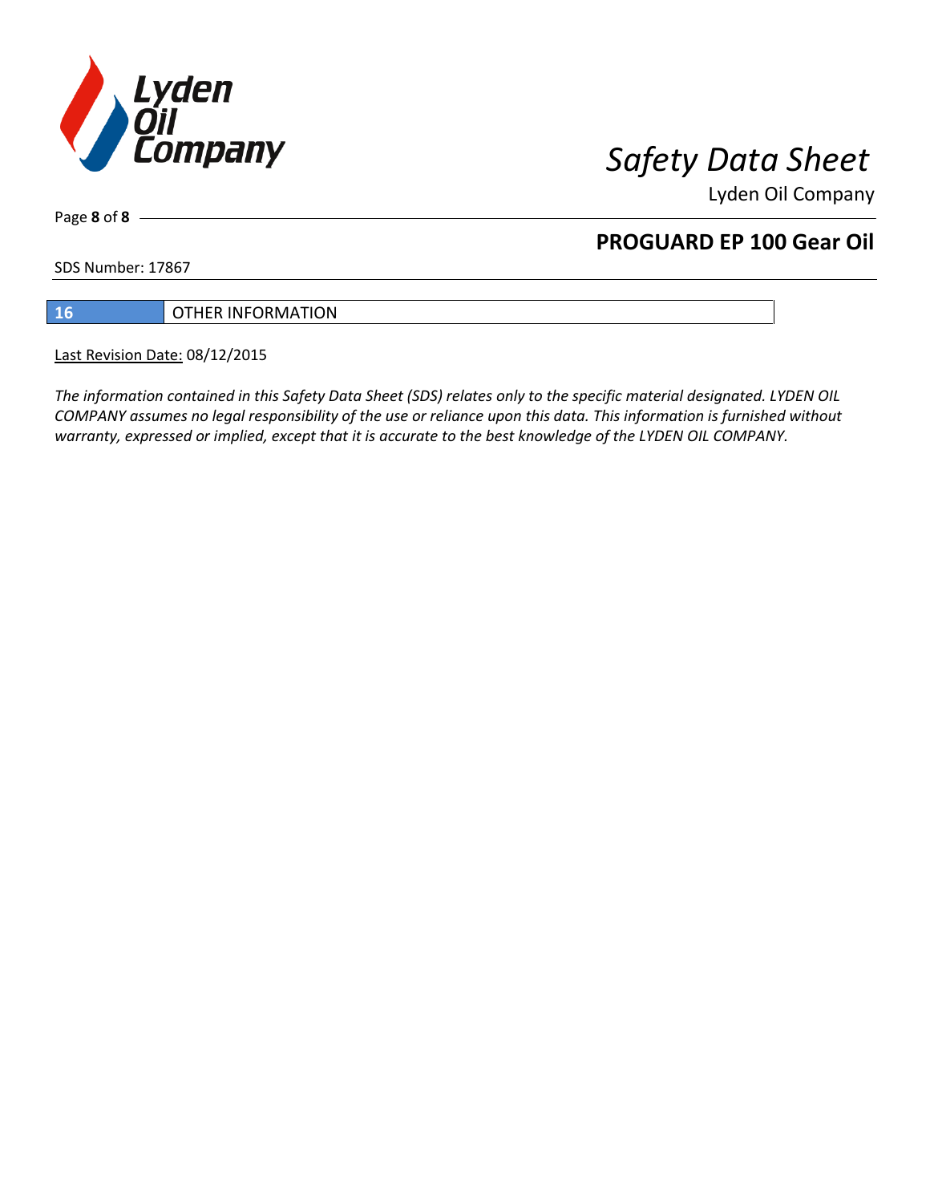## 16 OTHER INFORMATION

Last Revision Date: 08/12/2015

*The information contained in this Safety Data Sheet (SDS) relates only to the specific material designated. LYDEN OIL COMPANY assumes no legal responsibility of the use or reliance upon this data. This information is furnished without warranty, expressed or implied, except that it is accurate to the best knowledge of the LYDEN OIL COMPANY.*